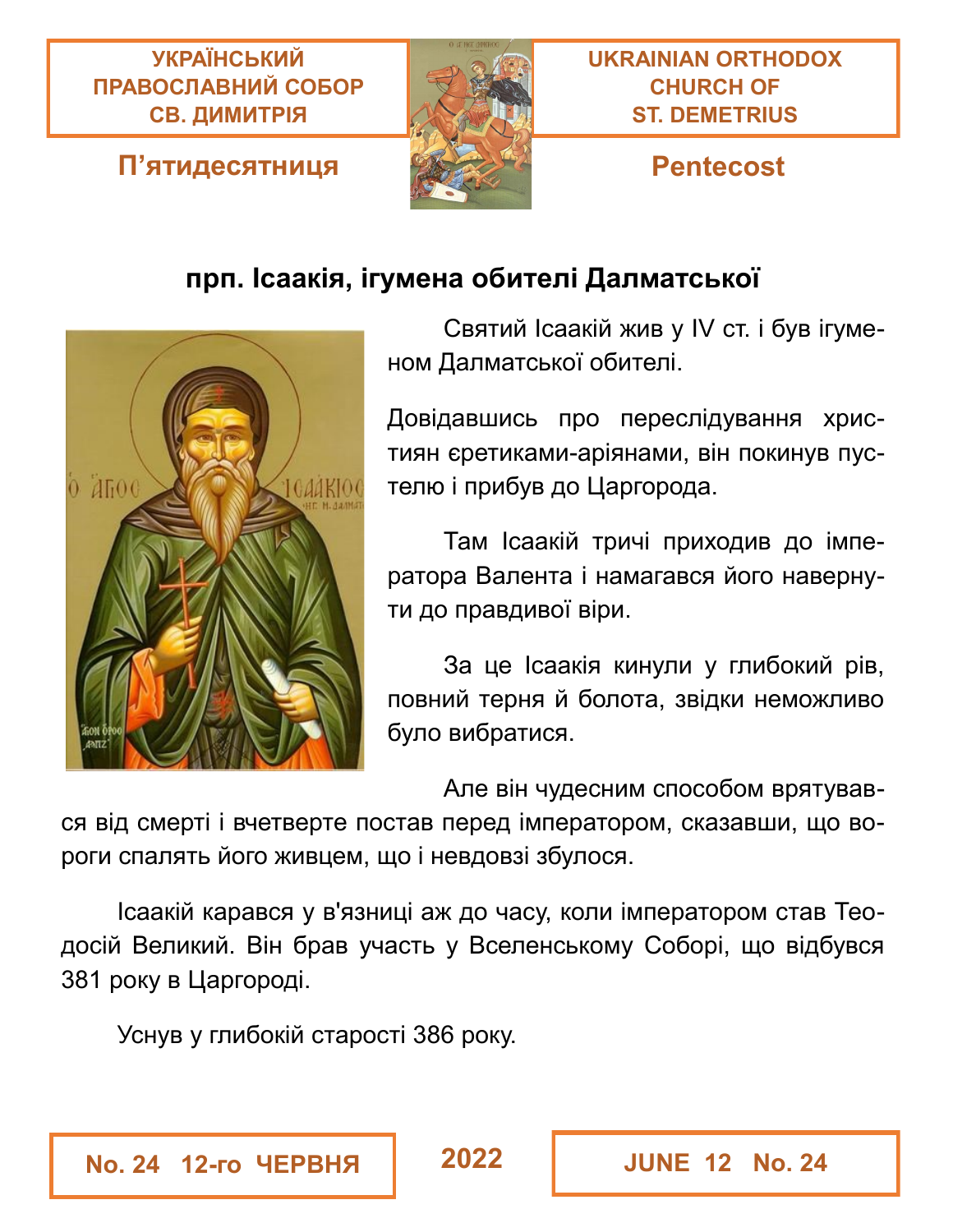**УКРАЇНСЬКИЙ ПРАВОСЛАВНИЙ СОБОР СВ. ДИМИТРІЯ**

**UKRAINIAN ORTHODOX CHURCH OF ST. DEMETRIUS**

## П’ятидесятниця

## Pentecost

### прп. Ісаакія, ігумена обителі Далматської

Святий Ісаакій жив у IV ст. і був ігуменом Далматської обителі.

Довідавшись про переслідування християн єретиками-аріянами, він покинув пустелю і прибув до Царгорода.

Там Ісаакій тричі приходив до імператора Валента і намагався його навернути до правдивої віри.

За це Ісаакія кинули у глибокий рів, повний терня й болота, звідки неможливо було вибратися.

Але він чудесним способом врятувався від смерті і вчетверте постав перед імператором, сказавши, що вороги спалять його живцем, що і невдовзі збулося.

Ісаакій карався у в'язниці аж до часу, коли імператором став Теодосій Великий. Він брав участь у Вселенському Соборі, що відбувся 381 року в Царгороді.

Уснув у глибокій старості 386 року.

**No. 24 12-го ЧЕРВНЯ** **2022** **JUNE 12 No. 24**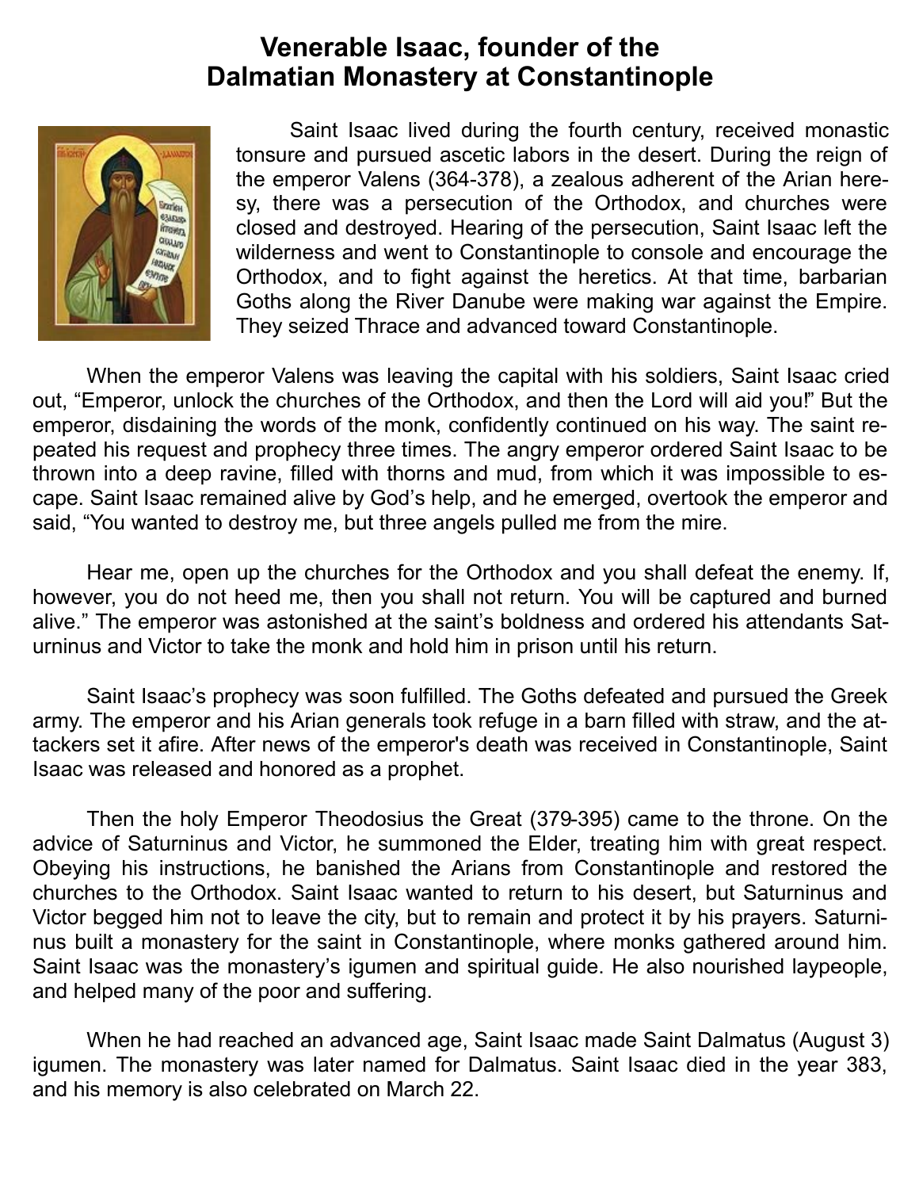# Venerable Isaac, founder of the Dalmatian Monastery at Constantinople

Saint Isaac lived during the fourth century, received monastic tonsure and pursued ascetic labors in the desert. During the reign of the emperor Valens (364-378), a zealous adherent of the Arian heresy, there was a persecution of the Orthodox, and churches were closed and destroyed. Hearing of the persecution, Saint Isaac left the wilderness and went to Constantinople to console and encourage the Orthodox, and to fight against the heretics. At that time, barbarian Goths along the River Danube were making war against the Empire. They seized Thrace and advanced toward Constantinople.

When the emperor Valens was leaving the capital with his soldiers, Saint Isaac cried out, "Emperor, unlock the churches of the Orthodox, and then the Lord will aid you!" But the emperor, disdaining the words of the monk, confidently continued on his way. The saint repeated his request and prophecy three times. The angry emperor ordered Saint Isaac to be thrown into a deep ravine, filled with thorns and mud, from which it was impossible to escape. Saint Isaac remained alive by God's help, and he emerged, overtook the emperor and said, "You wanted to destroy me, but three angels pulled me from the mire.

Hear me, open up the churches for the Orthodox and you shall defeat the enemy. If, however, you do not heed me, then you shall not return. You will be captured and burned alive." The emperor was astonished at the saint's boldness and ordered his attendants Saturninus and Victor to take the monk and hold him in prison until his return.

Saint Isaac's prophecy was soon fulfilled. The Goths defeated and pursued the Greek army. The emperor and his Arian generals took refuge in a barn filled with straw, and the attackers set it afire. After news of the emperor's death was received in Constantinople, Saint Isaac was released and honored as a prophet.

Then the holy Emperor Theodosius the Great (379-395) came to the throne. On the advice of Saturninus and Victor, he summoned the Elder, treating him with great respect. Obeying his instructions, he banished the Arians from Constantinople and restored the churches to the Orthodox. Saint Isaac wanted to return to his desert, but Saturninus and Victor begged him not to leave the city, but to remain and protect it by his prayers. Saturninus built a monastery for the saint in Constantinople, where monks gathered around him. Saint Isaac was the monastery's igumen and spiritual guide. He also nourished laypeople, and helped many of the poor and suffering.

When he had reached an advanced age, Saint Isaac made Saint Dalmatus (August 3) igumen. The monastery was later named for Dalmatus. Saint Isaac died in the year 383, and his memory is also celebrated on March 22.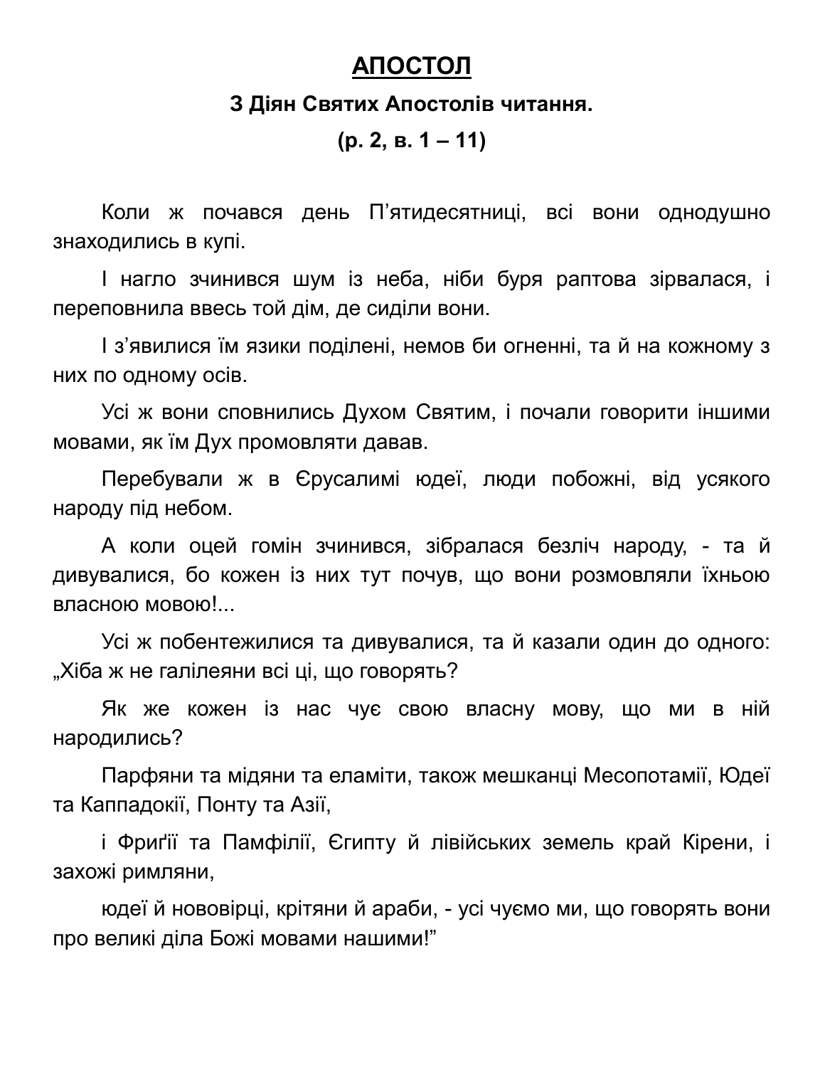# **АПОСТОЛ**

**З Діян Святих Апостолів читання.**

**(р. 2, в. 1 – 11)**

Коли ж почався день П'ятидесятниці, всі вони однодушно знаходились в купі.

І нагло зчинився шум із неба, ніби буря раптова зірвалася, і переповнила ввесь той дім, де сиділи вони.

І з'явилися їм язики поділені, немов би огненні, та й на кожному з них по одному осів.

Усі ж вони сповнились Духом Святим, і почали говорити іншими мовами, як їм Дух промовляти давав.

Перебували ж в Єрусалимі юдеї, люди побожні, від усякого народу під небом.

А коли оцей гомін зчинився, зібралася безліч народу, - та й дивувалися, бо кожен із них тут почув, що вони розмовляли їхньою власною мовою!...

Усі ж побентежилися та дивувалися, та й казали один до одного: „Хіба ж не галілеяни всі ці, що говорять?

Як же кожен із нас чує свою власну мову, що ми в ній народились?

Парфяни та мідяни та еламіти, також мешканці Месопотамії, Юдеї та Каппадокії, Понту та Азії,

і Фриґії та Памфілії, Єгипту й лівійських земель край Кірени, і захожі римляни,

юдеї й нововірці, крітяни й араби, - усі чуємо ми, що говорять вони про великі діла Божі мовами нашими!"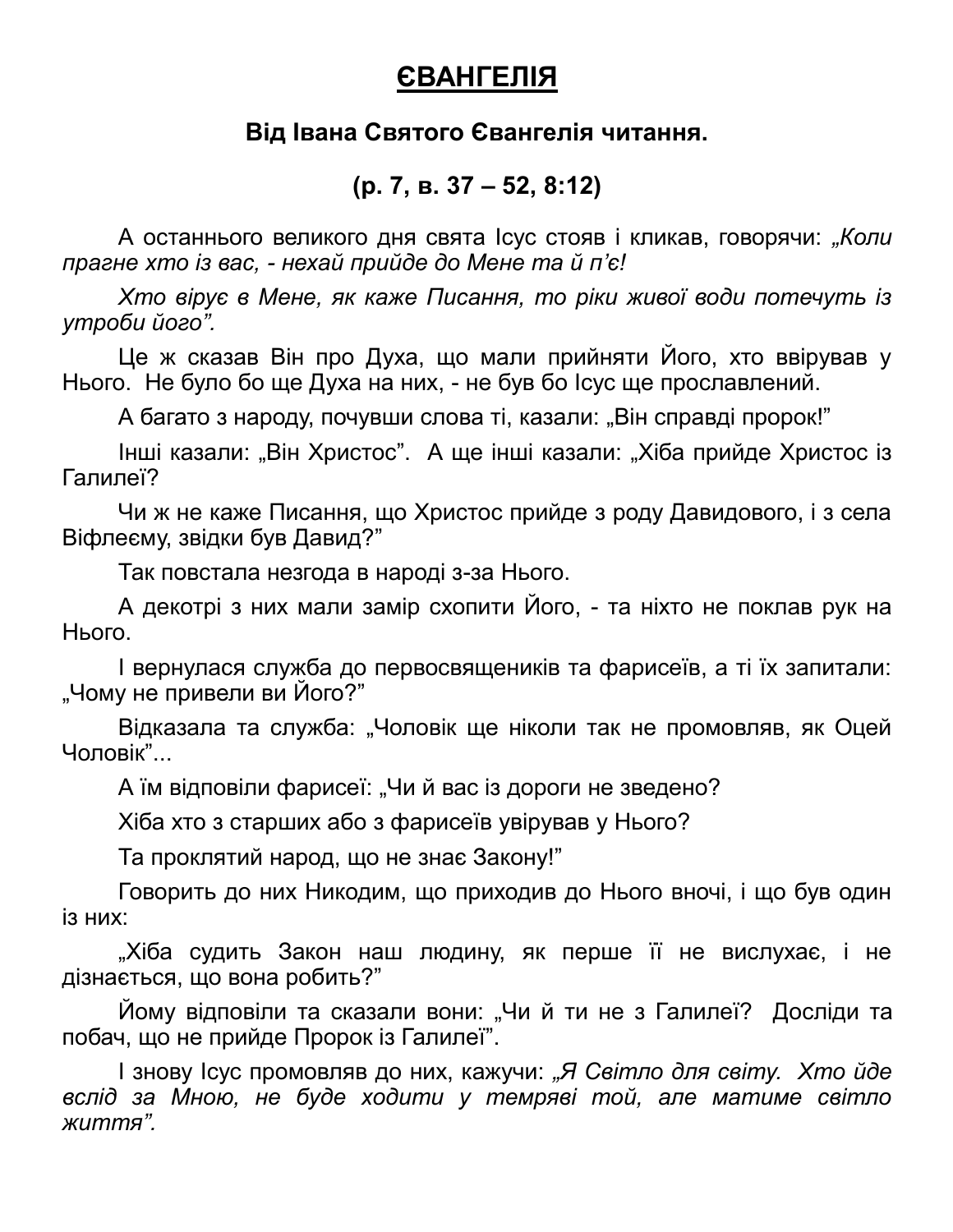## **ЄВАНГЕЛІЯ**

### Від Івана Святого Євангелія читання.

### (р. 7, в. 37 – 52, 8:12)

А останнього великого дня свята Ісус стояв і кликав, говорячи: *„Коли прагне хто із вас, - нехай прийде до Мене та й п'є!*

*Хто вірує в Мене, як каже Писання, то ріки живої води потечуть із утроби його".*

Це ж сказав Він про Духа, що мали прийняти Його, хто ввірував у Нього. Не було бо ще Духа на них, - не був бо Ісус ще прославлений.

А багато з народу, почувши слова ті, казали: „Він справді пророк!"

Інші казали: „Він Христос". А ще інші казали: „Хіба прийде Христос із Галилеї?

Чи ж не каже Писання, що Христос прийде з роду Давидового, і з села Віфлеєму, звідки був Давид?"

Так повстала незгода в народі з-за Нього.

А декотрі з них мали замір схопити Його, - та ніхто не поклав рук на Нього.

І вернулася служба до первосвящеників та фарисеїв, а ті їх запитали: „Чому не привели ви Його?"

Відказала та служба: „Чоловік ще ніколи так не промовляв, як Оцей Чоловік"...

А їм відповіли фарисеї: „Чи й вас із дороги не зведено?

Хіба хто з старших або з фарисеїв увірував у Нього?

Та проклятий народ, що не знає Закону!"

Говорить до них Никодим, що приходив до Нього вночі, і що був один із них:

„Хіба судить Закон наш людину, як перше її не вислухає, і не дізнається, що вона робить?"

Йому відповіли та сказали вони: „Чи й ти не з Галилеї? Досліди та побач, що не прийде Пророк із Галилеї"".

І знову Ісус промовляв до них, кажучи: *„Я Світло для світу. Хто йде вслід за Мною, не буде ходити у темряві той, але матиме світло життя".*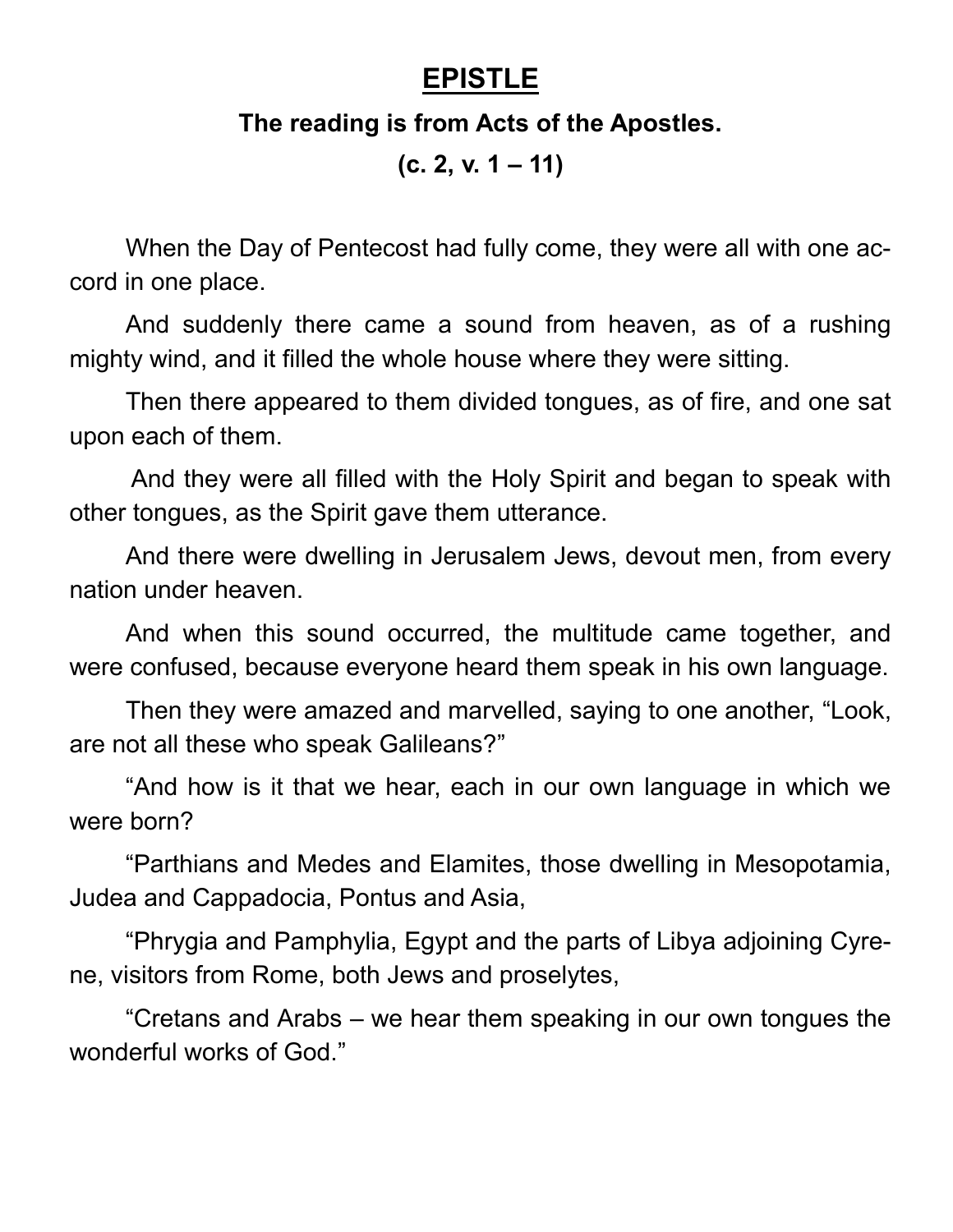# EPISTLE

**The reading is from Acts of the Apostles.**

**(c. 2, v. 1 – 11)**

When the Day of Pentecost had fully come, they were all with one accord in one place.

And suddenly there came a sound from heaven, as of a rushing mighty wind, and it filled the whole house where they were sitting.

Then there appeared to them divided tongues, as of fire, and one sat upon each of them.

And they were all filled with the Holy Spirit and began to speak with other tongues, as the Spirit gave them utterance.

And there were dwelling in Jerusalem Jews, devout men, from every nation under heaven.

And when this sound occurred, the multitude came together, and were confused, because everyone heard them speak in his own language.

Then they were amazed and marvelled, saying to one another, “Look, are not all these who speak Galileans?”

“And how is it that we hear, each in our own language in which we were born?

“Parthians and Medes and Elamites, those dwelling in Mesopotamia, Judea and Cappadocia, Pontus and Asia,

“Phrygia and Pamphylia, Egypt and the parts of Libya adjoining Cyrene, visitors from Rome, both Jews and proselytes,

“Cretans and Arabs – we hear them speaking in our own tongues the wonderful works of God.”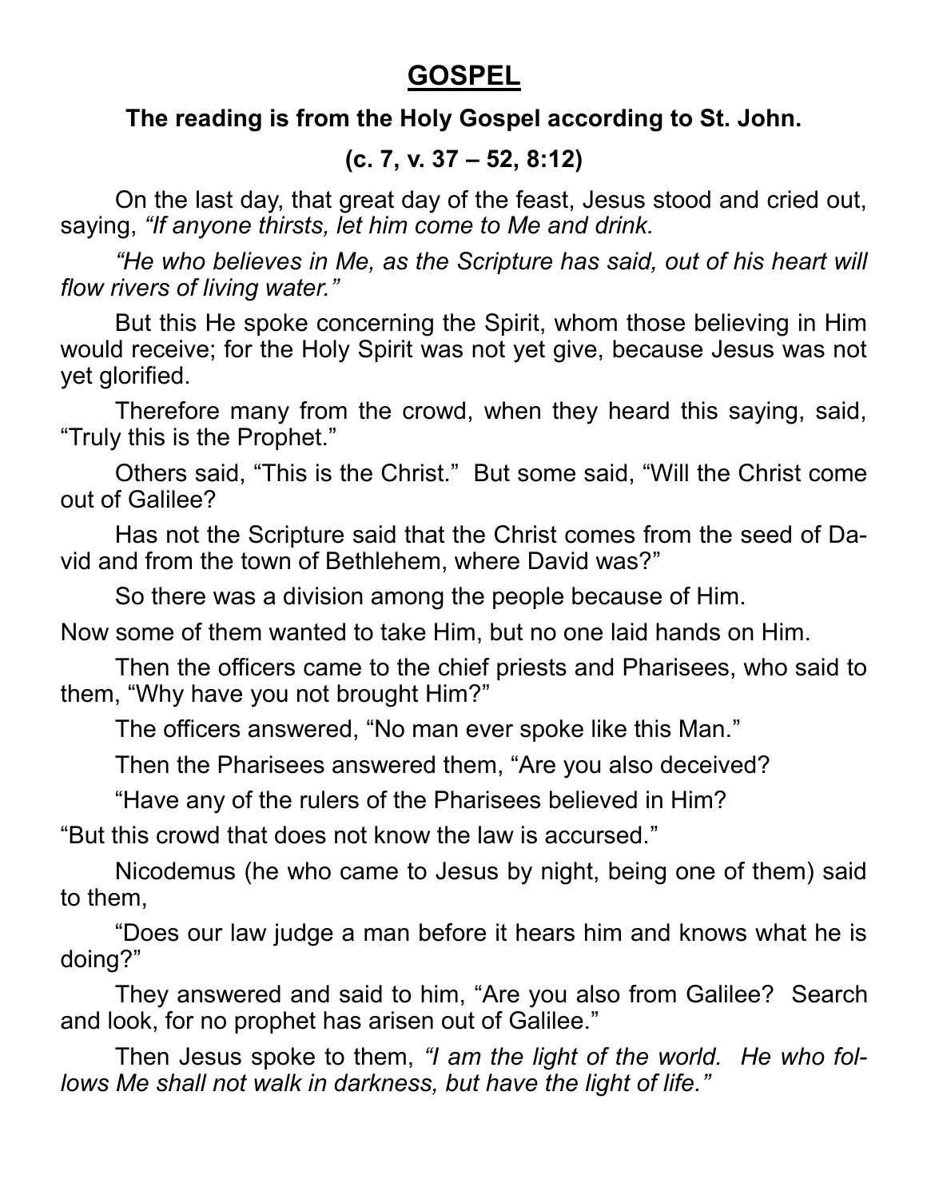# GOSPEL

**The reading is from the Holy Gospel according to St. John.**

**(c. 7, v. 37 – 52, 8:12)**

On the last day, that great day of the feast, Jesus stood and cried out, saying, *"If anyone thirsts, let him come to Me and drink.*

*"He who believes in Me, as the Scripture has said, out of his heart will flow rivers of living water."*

But this He spoke concerning the Spirit, whom those believing in Him would receive; for the Holy Spirit was not yet give, because Jesus was not yet glorified.

Therefore many from the crowd, when they heard this saying, said, "Truly this is the Prophet."

Others said, "This is the Christ." But some said, "Will the Christ come out of Galilee?

Has not the Scripture said that the Christ comes from the seed of David and from the town of Bethlehem, where David was?"

So there was a division among the people because of Him.

Now some of them wanted to take Him, but no one laid hands on Him.

Then the officers came to the chief priests and Pharisees, who said to them, "Why have you not brought Him?"

The officers answered, "No man ever spoke like this Man."

Then the Pharisees answered them, "Are you also deceived?

"Have any of the rulers of the Pharisees believed in Him?

"But this crowd that does not know the law is accursed."

Nicodemus (he who came to Jesus by night, being one of them) said to them,

"Does our law judge a man before it hears him and knows what he is doing?"

They answered and said to him, "Are you also from Galilee? Search and look, for no prophet has arisen out of Galilee."

Then Jesus spoke to them, *"I am the light of the world. He who follows Me shall not walk in darkness, but have the light of life."*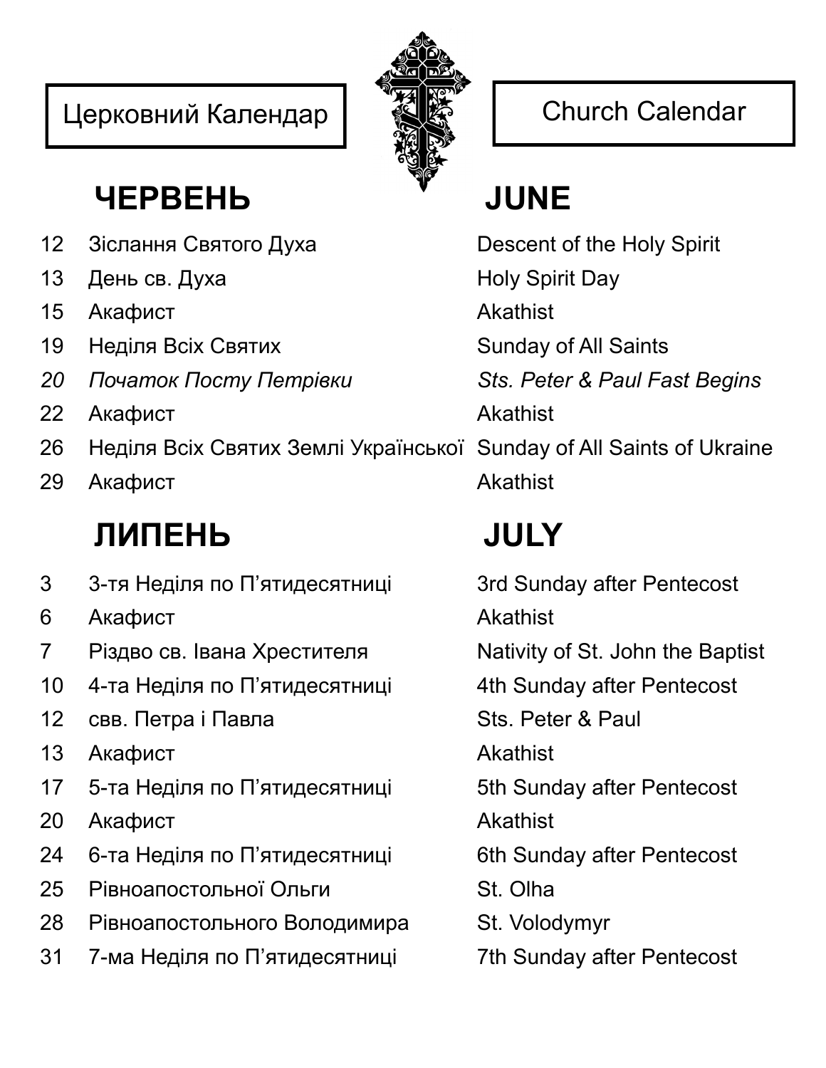Церковний Календар

Church Calendar

## ЧЕРВЕНЬ — JUNE

| | | |
|---|---|---|
| 12 | Зіслання Святого Духа | Descent of the Holy Spirit |
| 13 | День св. Духа | Holy Spirit Day |
| 15 | Акафист | Akathist |
| 19 | Неділя Всіх Святих | Sunday of All Saints |
| *20* | *Початок Посту Петрівки* | *Sts. Peter & Paul Fast Begins* |
| 22 | Акафист | Akathist |
| 26 | Неділя Всіх Святих Землі Української | Sunday of All Saints of Ukraine |
| 29 | Акафист | Akathist |

## ЛИПЕНЬ — JULY

| | | |
|---|---|---|
| 3 | 3-тя Неділя по П'ятидесятниці | 3rd Sunday after Pentecost |
| 6 | Акафист | Akathist |
| 7 | Різдво св. Івана Хрестителя | Nativity of St. John the Baptist |
| 10 | 4-та Неділя по П'ятидесятниці | 4th Sunday after Pentecost |
| 12 | свв. Петра і Павла | Sts. Peter & Paul |
| 13 | Акафист | Akathist |
| 17 | 5-та Неділя по П'ятидесятниці | 5th Sunday after Pentecost |
| 20 | Акафист | Akathist |
| 24 | 6-та Неділя по П'ятидесятниці | 6th Sunday after Pentecost |
| 25 | Рівноапостольної Ольги | St. Olha |
| 28 | Рівноапостольного Володимира | St. Volodymyr |
| 31 | 7-ма Неділя по П'ятидесятниці | 7th Sunday after Pentecost |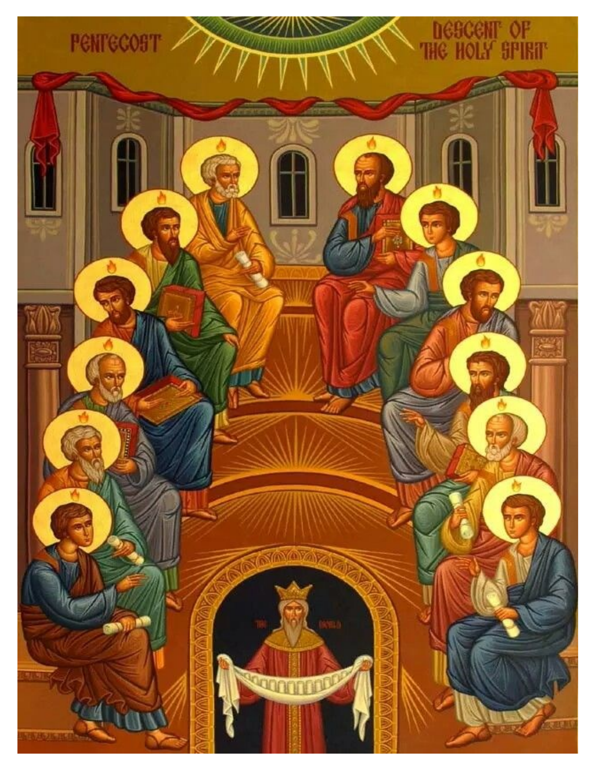PENTECOST

DESCENT OF THE HOLY SPIRIT